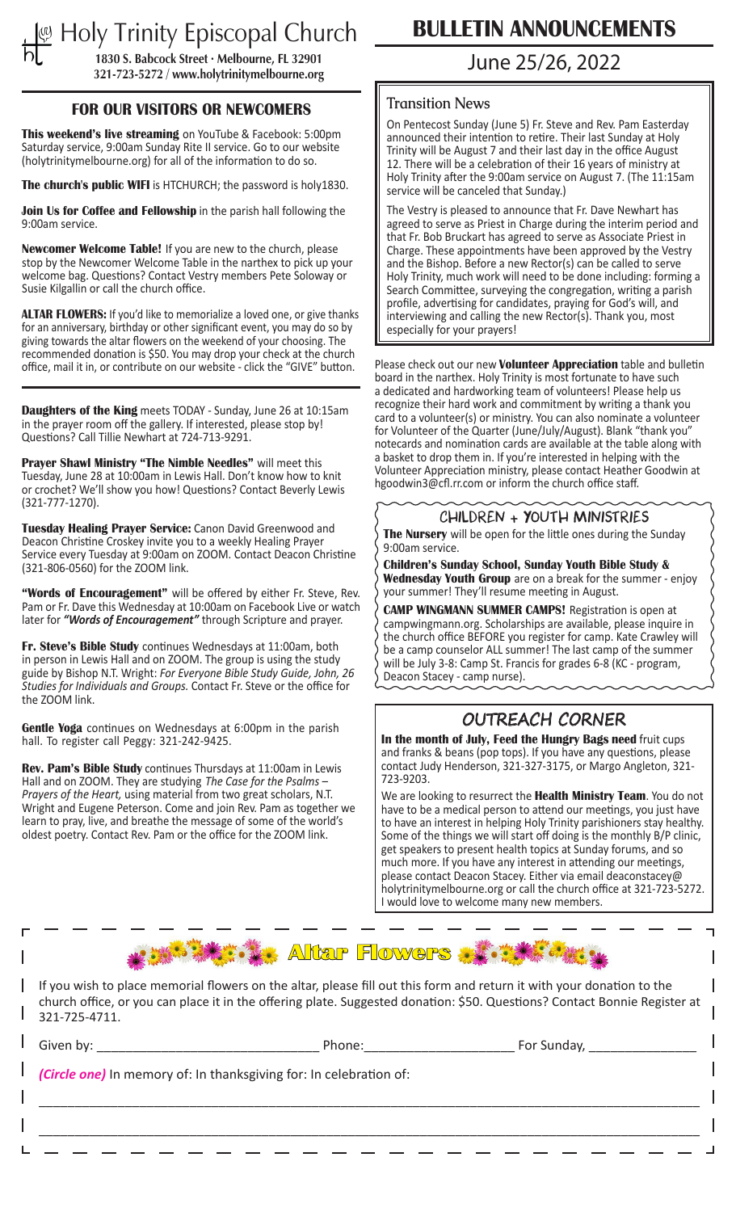# Holy Trinity Episcopal Church

**1830 S. Babcock Street · Melbourne, FL 32901**
**321-723-5272 / www.holytrinitymelbourne.org**

# BULLETIN ANNOUNCEMENTS

## June 25/26, 2022

## FOR OUR VISITORS OR NEWCOMERS

**This weekend's live streaming** on YouTube & Facebook: 5:00pm Saturday service, 9:00am Sunday Rite II service. Go to our website (holytrinitymelbourne.org) for all of the information to do so.

**The church's public WIFI** is HTCHURCH; the password is holy1830.

**Join Us for Coffee and Fellowship** in the parish hall following the 9:00am service.

**Newcomer Welcome Table!** If you are new to the church, please stop by the Newcomer Welcome Table in the narthex to pick up your welcome bag. Questions? Contact Vestry members Pete Soloway or Susie Kilgallin or call the church office.

**ALTAR FLOWERS:** If you'd like to memorialize a loved one, or give thanks for an anniversary, birthday or other significant event, you may do so by giving towards the altar flowers on the weekend of your choosing. The recommended donation is $50. You may drop your check at the church office, mail it in, or contribute on our website - click the "GIVE" button.

**Daughters of the King** meets TODAY - Sunday, June 26 at 10:15am in the prayer room off the gallery. If interested, please stop by! Questions? Call Tillie Newhart at 724-713-9291.

**Prayer Shawl Ministry "The Nimble Needles"** will meet this Tuesday, June 28 at 10:00am in Lewis Hall. Don't know how to knit or crochet? We'll show you how! Questions? Contact Beverly Lewis (321-777-1270).

**Tuesday Healing Prayer Service:** Canon David Greenwood and Deacon Christine Croskey invite you to a weekly Healing Prayer Service every Tuesday at 9:00am on ZOOM. Contact Deacon Christine (321-806-0560) for the ZOOM link.

**"Words of Encouragement"** will be offered by either Fr. Steve, Rev. Pam or Fr. Dave this Wednesday at 10:00am on Facebook Live or watch later for ***"Words of Encouragement"*** through Scripture and prayer.

**Fr. Steve's Bible Study** continues Wednesdays at 11:00am, both in person in Lewis Hall and on ZOOM. The group is using the study guide by Bishop N.T. Wright: *For Everyone Bible Study Guide, John, 26 Studies for Individuals and Groups.* Contact Fr. Steve or the office for the ZOOM link.

**Gentle Yoga** continues on Wednesdays at 6:00pm in the parish hall. To register call Peggy: 321-242-9425.

**Rev. Pam's Bible Study** continues Thursdays at 11:00am in Lewis Hall and on ZOOM. They are studying *The Case for the Psalms – Prayers of the Heart,* using material from two great scholars, N.T. Wright and Eugene Peterson. Come and join Rev. Pam as together we learn to pray, live, and breathe the message of some of the world's oldest poetry. Contact Rev. Pam or the office for the ZOOM link.

## Transition News

On Pentecost Sunday (June 5) Fr. Steve and Rev. Pam Easterday announced their intention to retire. Their last Sunday at Holy Trinity will be August 7 and their last day in the office August 12. There will be a celebration of their 16 years of ministry at Holy Trinity after the 9:00am service on August 7. (The 11:15am service will be canceled that Sunday.)

The Vestry is pleased to announce that Fr. Dave Newhart has agreed to serve as Priest in Charge during the interim period and that Fr. Bob Bruckart has agreed to serve as Associate Priest in Charge. These appointments have been approved by the Vestry and the Bishop. Before a new Rector(s) can be called to serve Holy Trinity, much work will need to be done including: forming a Search Committee, surveying the congregation, writing a parish profile, advertising for candidates, praying for God's will, and interviewing and calling the new Rector(s). Thank you, most especially for your prayers!

Please check out our new **Volunteer Appreciation** table and bulletin board in the narthex. Holy Trinity is most fortunate to have such a dedicated and hardworking team of volunteers! Please help us recognize their hard work and commitment by writing a thank you card to a volunteer(s) or ministry. You can also nominate a volunteer for Volunteer of the Quarter (June/July/August). Blank "thank you" notecards and nomination cards are available at the table along with a basket to drop them in. If you're interested in helping with the Volunteer Appreciation ministry, please contact Heather Goodwin at hgoodwin3@cfl.rr.com or inform the church office staff.

## CHILDREN + YOUTH MINISTRIES

**The Nursery** will be open for the little ones during the Sunday 9:00am service.

**Children's Sunday School, Sunday Youth Bible Study & Wednesday Youth Group** are on a break for the summer - enjoy your summer! They'll resume meeting in August.

**CAMP WINGMANN SUMMER CAMPS!** Registration is open at campwingmann.org. Scholarships are available, please inquire in the church office BEFORE you register for camp. Kate Crawley will be a camp counselor ALL summer! The last camp of the summer will be July 3-8: Camp St. Francis for grades 6-8 (KC - program, Deacon Stacey - camp nurse).

## OUTREACH CORNER

**In the month of July, Feed the Hungry Bags need** fruit cups and franks & beans (pop tops). If you have any questions, please contact Judy Henderson, 321-327-3175, or Margo Angleton, 321-723-9203.

We are looking to resurrect the **Health Ministry Team**. You do not have to be a medical person to attend our meetings, you just have to have an interest in helping Holy Trinity parishioners stay healthy. Some of the things we will start off doing is the monthly B/P clinic, get speakers to present health topics at Sunday forums, and so much more. If you have any interest in attending our meetings, please contact Deacon Stacey. Either via email deaconstacey@holytrinitymelbourne.org or call the church office at 321-723-5272. I would love to welcome many new members.

## Altar Flowers

If you wish to place memorial flowers on the altar, please fill out this form and return it with your donation to the church office, or you can place it in the offering plate. Suggested donation: $50. Questions? Contact Bonnie Register at 321-725-4711.

Given by: ______________________________ Phone:____________________ For Sunday, ______________

***(Circle one)*** In memory of: In thanksgiving for: In celebration of:

_____________________________________________________________________________________

_____________________________________________________________________________________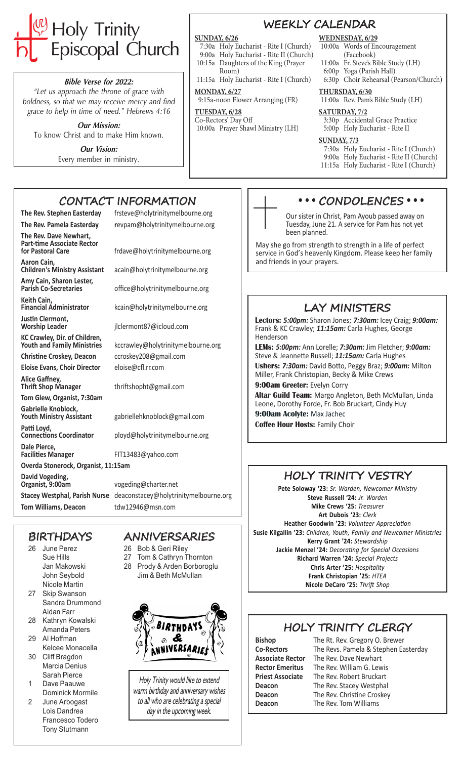# Holy Trinity Episcopal Church

***Bible Verse for 2022:***

*"Let us approach the throne of grace with boldness, so that we may receive mercy and find grace to help in time of need." Hebrews 4:16*

***Our Mission:***

To know Christ and to make Him known.

***Our Vision:***

Every member in ministry.

## WEEKLY CALENDAR

**SUNDAY, 6/26**
- 7:30a Holy Eucharist - Rite I (Church)
- 9:00a Holy Eucharist - Rite II (Church)
- 10:15a Daughters of the King (Prayer Room)
- 11:15a Holy Eucharist - Rite I (Church)

**MONDAY, 6/27**
- 9:15a-noon Flower Arranging (FR)

**TUESDAY, 6/28**
- Co-Rectors' Day Off
- 10:00a Prayer Shawl Ministry (LH)

**WEDNESDAY, 6/29**
- 10:00a Words of Encouragement (Facebook)
- 11:00a Fr. Steve's Bible Study (LH)
- 6:00p Yoga (Parish Hall)
- 6:30p Choir Rehearsal (Pearson/Church)

**THURSDAY, 6/30**
- 11:00a Rev. Pam's Bible Study (LH)

**SATURDAY, 7/2**
- 3:30p Accidental Grace Practice
- 5:00p Holy Eucharist - Rite II

**SUNDAY, 7/3**
- 7:30a Holy Eucharist - Rite I (Church)
- 9:00a Holy Eucharist - Rite II (Church)
- 11:15a Holy Eucharist - Rite I (Church)

## CONTACT INFORMATION

| | |
|---|---|
| **The Rev. Stephen Easterday** | frsteve@holytrinitymelbourne.org |
| **The Rev. Pamela Easterday** | revpam@holytrinitymelbourne.org |
| **The Rev. Dave Newhart, Part-time Associate Rector for Pastoral Care** | frdave@holytrinitymelbourne.org |
| **Aaron Cain, Children's Ministry Assistant** | acain@holytrinitymelbourne.org |
| **Amy Cain, Sharon Lester, Parish Co-Secretaries** | office@holytrinitymelbourne.org |
| **Keith Cain, Financial Administrator** | kcain@holytrinitymelbourne.org |
| **Justin Clermont, Worship Leader** | jlclermont87@icloud.com |
| **KC Crawley, Dir. of Children, Youth and Family Ministries** | kccrawley@holytrinitymelbourne.org |
| **Christine Croskey, Deacon** | ccroskey208@gmail.com |
| **Eloise Evans, Choir Director** | eloise@cfl.rr.com |
| **Alice Gaffney, Thrift Shop Manager** | thriftshopht@gmail.com |
| **Tom Glew, Organist, 7:30am** | |
| **Gabrielle Knoblock, Youth Ministry Assistant** | gabriellehknoblock@gmail.com |
| **Patti Loyd, Connections Coordinator** | ployd@holytrinitymelbourne.org |
| **Dale Pierce, Facilities Manager** | FIT13483@yahoo.com |
| **Overda Stonerock, Organist, 11:15am** | |
| **David Vogeding, Organist, 9:00am** | vogeding@charter.net |
| **Stacey Westphal, Parish Nurse** | deaconstacey@holytrinitymelbourne.org |
| **Tom Williams, Deacon** | tdw12946@msn.com |

## • • • CONDOLENCES • • •

Our sister in Christ, Pam Ayoub passed away on Tuesday, June 21. A service for Pam has not yet been planned.

May she go from strength to strength in a life of perfect service in God's heavenly Kingdom. Please keep her family and friends in your prayers.

## LAY MINISTERS

**Lectors:** ***5:00pm:*** Sharon Jones; ***7:30am:*** Icey Craig; ***9:00am:*** Frank & KC Crawley; ***11:15am:*** Carla Hughes, George Henderson

**LEMs:** ***5:00pm:*** Ann Lorelle; ***7:30am:*** Jim Fletcher; ***9:00am:*** Steve & Jeannette Russell; ***11:15am:*** Carla Hughes

**Ushers:** ***7:30am:*** David Botto, Peggy Braz; ***9:00am:*** Milton Miller, Frank Christopian, Becky & Mike Crews

**9:00am Greeter:** Evelyn Corry

**Altar Guild Team:** Margo Angleton, Beth McMullan, Linda Leone, Dorothy Forde, Fr. Bob Bruckart, Cindy Huy

**9:00am Acolyte:** Max Jachec

**Coffee Hour Hosts:** Family Choir

## HOLY TRINITY VESTRY

**Pete Soloway '23:** *Sr. Warden, Newcomer Ministry*
**Steve Russell '24:** *Jr. Warden*
**Mike Crews '25:** *Treasurer*
**Art Dubois '23:** *Clerk*
**Heather Goodwin '23:** *Volunteer Appreciation*
**Susie Kilgallin '23:** *Children, Youth, Family and Newcomer Ministries*
**Kerry Grant '24:** *Stewardship*
**Jackie Menzel '24:** *Decorating for Special Occasions*
**Richard Warren '24:** *Special Projects*
**Chris Arter '25:** *Hospitality*
**Frank Christopian '25:** *HTEA*
**Nicole DeCaro '25:** *Thrift Shop*

## BIRTHDAYS

- 26 June Perez, Sue Hills, Jan Makowski, John Seybold, Nicole Martin
- 27 Skip Swanson, Sandra Drummond, Aidan Farr
- 28 Kathryn Kowalski, Amanda Peters
- 29 Al Hoffman, Kelcee Monacella
- 30 Cliff Bragdon, Marcia Denius, Sarah Pierce
- 1 Dave Paauwe, Dominick Mormile
- 2 June Arbogast, Lois Dandrea, Francesco Todero, Tony Stutmann

## ANNIVERSARIES

- 26 Bob & Geri Riley
- 27 Tom & Cathryn Thornton
- 28 Prody & Arden Borboroglu, Jim & Beth McMullan

*Holy Trinity would like to extend warm birthday and anniversary wishes to all who are celebrating a special day in the upcoming week.*

## HOLY TRINITY CLERGY

| | |
|---|---|
| **Bishop** | The Rt. Rev. Gregory O. Brewer |
| **Co-Rectors** | The Revs. Pamela & Stephen Easterday |
| **Associate Rector** | The Rev. Dave Newhart |
| **Rector Emeritus** | The Rev. William G. Lewis |
| **Priest Associate** | The Rev. Robert Bruckart |
| **Deacon** | The Rev. Stacey Westphal |
| **Deacon** | The Rev. Christine Croskey |
| **Deacon** | The Rev. Tom Williams |